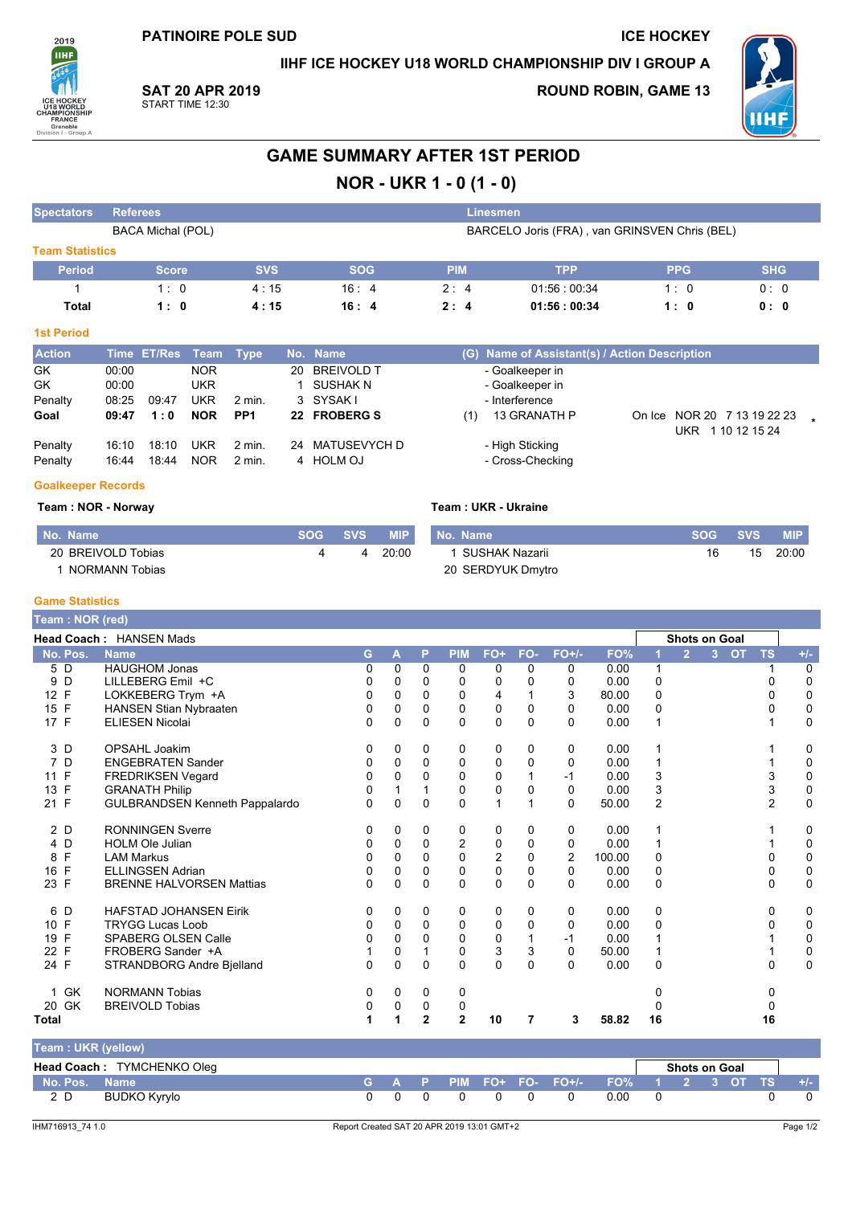PATINOIRE POLE SUD

ICE HOCKEY

IIHF ICE HOCKEY U18 WORLD CHAMPIONSHIP DIV I GROUP A

**SAT 20 APR 2019**
START TIME 12:30

ROUND ROBIN, GAME 13

# GAME SUMMARY AFTER 1ST PERIOD

## NOR - UKR 1 - 0 (1 - 0)

| Spectators | Referees | Linesmen |
|---|---|---|
| | BACA Michal (POL) | BARCELO Joris (FRA) , van GRINSVEN Chris (BEL) |

### Team Statistics

| Period | Score | SVS | SOG | PIM | TPP | PPG | SHG |
|---|---|---|---|---|---|---|---|
| 1 | 1 : 0 | 4 : 15 | 16 : 4 | 2 : 4 | 01:56 : 00:34 | 1 : 0 | 0 : 0 |
| **Total** | **1 : 0** | **4 : 15** | **16 : 4** | **2 : 4** | **01:56 : 00:34** | **1 : 0** | **0 : 0** |

### 1st Period

| Action | Time | ET/Res | Team | Type | No. | Name | (G) | Name of Assistant(s) / Action Description | |
|---|---|---|---|---|---|---|---|---|---|
| GK | 00:00 | | NOR | | 20 | BREIVOLD T | | - Goalkeeper in | |
| GK | 00:00 | | UKR | | 1 | SUSHAK N | | - Goalkeeper in | |
| Penalty | 08:25 | 09:47 | UKR | 2 min. | 3 | SYSAK I | | - Interference | |
| **Goal** | **09:47** | **1 : 0** | **NOR** | **PP1** | **22** | **FROBERG S** | (1) | 13 GRANATH P | On Ice NOR 20 7 13 19 22 23 UKR 1 10 12 15 24 * |
| Penalty | 16:10 | 18:10 | UKR | 2 min. | 24 | MATUSEVYCH D | | - High Sticking | |
| Penalty | 16:44 | 18:44 | NOR | 2 min. | 4 | HOLM OJ | | - Cross-Checking | |

### Goalkeeper Records

**Team : NOR - Norway**

| No. Name | SOG | SVS | MIP |
|---|---|---|---|
| 20 BREIVOLD Tobias | 4 | 4 | 20:00 |
| 1 NORMANN Tobias | | | |

**Team : UKR - Ukraine**

| No. Name | SOG | SVS | MIP |
|---|---|---|---|
| 1 SUSHAK Nazarii | 16 | 15 | 20:00 |
| 20 SERDYUK Dmytro | | | |

### Game Statistics

**Team : NOR (red)**

**Head Coach :** HANSEN Mads

| No. | Pos. | Name | G | A | P | PIM | FO+ | FO- | FO+/- | FO% | SOG 1 | SOG 2 | SOG 3 | SOG OT | SOG TS | +/- |
|---|---|---|---|---|---|---|---|---|---|---|---|---|---|---|---|---|
| 5 | D | HAUGHOM Jonas | 0 | 0 | 0 | 0 | 0 | 0 | 0 | 0.00 | 1 | | | | 1 | 0 |
| 9 | D | LILLEBERG Emil +C | 0 | 0 | 0 | 0 | 0 | 0 | 0 | 0.00 | 0 | | | | 0 | 0 |
| 12 | F | LOKKEBERG Trym +A | 0 | 0 | 0 | 0 | 4 | 1 | 3 | 80.00 | 0 | | | | 0 | 0 |
| 15 | F | HANSEN Stian Nybraaten | 0 | 0 | 0 | 0 | 0 | 0 | 0 | 0.00 | 0 | | | | 0 | 0 |
| 17 | F | ELIESEN Nicolai | 0 | 0 | 0 | 0 | 0 | 0 | 0 | 0.00 | 1 | | | | 1 | 0 |
| 3 | D | OPSAHL Joakim | 0 | 0 | 0 | 0 | 0 | 0 | 0 | 0.00 | 1 | | | | 1 | 0 |
| 7 | D | ENGEBRATEN Sander | 0 | 0 | 0 | 0 | 0 | 0 | 0 | 0.00 | 1 | | | | 1 | 0 |
| 11 | F | FREDRIKSEN Vegard | 0 | 0 | 0 | 0 | 0 | 1 | -1 | 0.00 | 3 | | | | 3 | 0 |
| 13 | F | GRANATH Philip | 0 | 1 | 1 | 0 | 0 | 0 | 0 | 0.00 | 3 | | | | 3 | 0 |
| 21 | F | GULBRANDSEN Kenneth Pappalardo | 0 | 0 | 0 | 0 | 1 | 1 | 0 | 50.00 | 2 | | | | 2 | 0 |
| 2 | D | RONNINGEN Sverre | 0 | 0 | 0 | 0 | 0 | 0 | 0 | 0.00 | 1 | | | | 1 | 0 |
| 4 | D | HOLM Ole Julian | 0 | 0 | 0 | 2 | 0 | 0 | 0 | 0.00 | 1 | | | | 1 | 0 |
| 8 | F | LAM Markus | 0 | 0 | 0 | 0 | 2 | 0 | 2 | 100.00 | 0 | | | | 0 | 0 |
| 16 | F | ELLINGSEN Adrian | 0 | 0 | 0 | 0 | 0 | 0 | 0 | 0.00 | 0 | | | | 0 | 0 |
| 23 | F | BRENNE HALVORSEN Mattias | 0 | 0 | 0 | 0 | 0 | 0 | 0 | 0.00 | 0 | | | | 0 | 0 |
| 6 | D | HAFSTAD JOHANSEN Eirik | 0 | 0 | 0 | 0 | 0 | 0 | 0 | 0.00 | 0 | | | | 0 | 0 |
| 10 | F | TRYGG Lucas Loob | 0 | 0 | 0 | 0 | 0 | 0 | 0 | 0.00 | 0 | | | | 0 | 0 |
| 19 | F | SPABERG OLSEN Calle | 0 | 0 | 0 | 0 | 0 | 1 | -1 | 0.00 | 1 | | | | 1 | 0 |
| 22 | F | FROBERG Sander +A | 1 | 0 | 1 | 0 | 3 | 3 | 0 | 50.00 | 1 | | | | 1 | 0 |
| 24 | F | STRANDBORG Andre Bjelland | 0 | 0 | 0 | 0 | 0 | 0 | 0 | 0.00 | 0 | | | | 0 | 0 |
| 1 | GK | NORMANN Tobias | 0 | 0 | 0 | 0 | | | | | 0 | | | | 0 | |
| 20 | GK | BREIVOLD Tobias | 0 | 0 | 0 | 0 | | | | | 0 | | | | 0 | |
| **Total** | | | **1** | **1** | **2** | **2** | **10** | **7** | **3** | **58.82** | **16** | | | | **16** | |

**Team : UKR (yellow)**

**Head Coach :** TYMCHENKO Oleg

| No. | Pos. | Name | G | A | P | PIM | FO+ | FO- | FO+/- | FO% | SOG 1 | SOG 2 | SOG 3 | SOG OT | SOG TS | +/- |
|---|---|---|---|---|---|---|---|---|---|---|---|---|---|---|---|---|
| 2 | D | BUDKO Kyrylo | 0 | 0 | 0 | 0 | 0 | 0 | 0 | 0.00 | 0 | | | | 0 | 0 |

IHM716913_74 1.0 Report Created SAT 20 APR 2019 13:01 GMT+2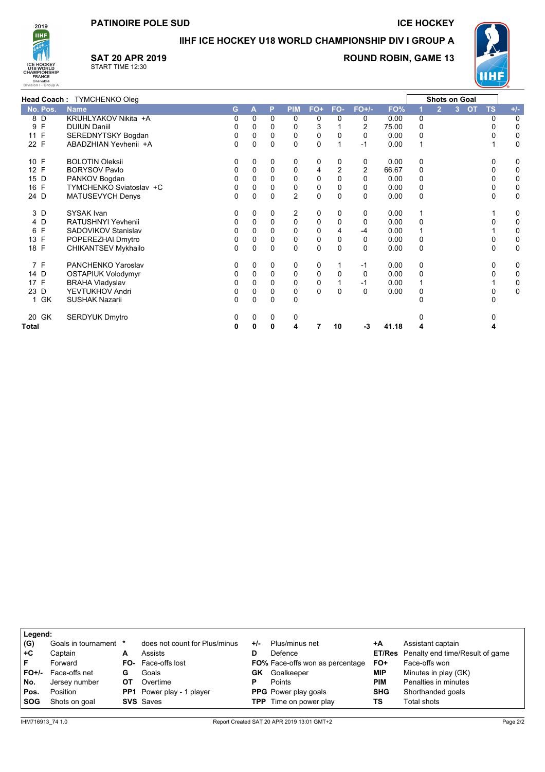PATINOIRE POLE SUD

ICE HOCKEY

# IIHF ICE HOCKEY U18 WORLD CHAMPIONSHIP DIV I GROUP A

**SAT 20 APR 2019**
START TIME 12:30

**ROUND ROBIN, GAME 13**

**Head Coach :** TYMCHENKO Oleg

| No. | Pos. | Name | G | A | P | PIM | FO+ | FO- | FO+/- | FO% | Shots on Goal 1 | 2 | 3 | OT | TS | +/- |
|---|---|---|---|---|---|---|---|---|---|---|---|---|---|---|---|---|
| 8 | D | KRUHLYAKOV Nikita +A | 0 | 0 | 0 | 0 | 0 | 0 | 0 | 0.00 | 0 | | | | 0 | 0 |
| 9 | F | DUIUN Daniil | 0 | 0 | 0 | 0 | 3 | 1 | 2 | 75.00 | 0 | | | | 0 | 0 |
| 11 | F | SEREDNYTSKY Bogdan | 0 | 0 | 0 | 0 | 0 | 0 | 0 | 0.00 | 0 | | | | 0 | 0 |
| 22 | F | ABADZHIAN Yevhenii +A | 0 | 0 | 0 | 0 | 0 | 1 | -1 | 0.00 | 1 | | | | 1 | 0 |
| 10 | F | BOLOTIN Oleksii | 0 | 0 | 0 | 0 | 0 | 0 | 0 | 0.00 | 0 | | | | 0 | 0 |
| 12 | F | BORYSOV Pavlo | 0 | 0 | 0 | 0 | 4 | 2 | 2 | 66.67 | 0 | | | | 0 | 0 |
| 15 | D | PANKOV Bogdan | 0 | 0 | 0 | 0 | 0 | 0 | 0 | 0.00 | 0 | | | | 0 | 0 |
| 16 | F | TYMCHENKO Sviatoslav +C | 0 | 0 | 0 | 0 | 0 | 0 | 0 | 0.00 | 0 | | | | 0 | 0 |
| 24 | D | MATUSEVYCH Denys | 0 | 0 | 0 | 2 | 0 | 0 | 0 | 0.00 | 0 | | | | 0 | 0 |
| 3 | D | SYSAK Ivan | 0 | 0 | 0 | 2 | 0 | 0 | 0 | 0.00 | 1 | | | | 1 | 0 |
| 4 | D | RATUSHNYI Yevhenii | 0 | 0 | 0 | 0 | 0 | 0 | 0 | 0.00 | 0 | | | | 0 | 0 |
| 6 | F | SADOVIKOV Stanislav | 0 | 0 | 0 | 0 | 0 | 4 | -4 | 0.00 | 1 | | | | 1 | 0 |
| 13 | F | POPEREZHAI Dmytro | 0 | 0 | 0 | 0 | 0 | 0 | 0 | 0.00 | 0 | | | | 0 | 0 |
| 18 | F | CHIKANTSEV Mykhailo | 0 | 0 | 0 | 0 | 0 | 0 | 0 | 0.00 | 0 | | | | 0 | 0 |
| 7 | F | PANCHENKO Yaroslav | 0 | 0 | 0 | 0 | 0 | 1 | -1 | 0.00 | 0 | | | | 0 | 0 |
| 14 | D | OSTAPIUK Volodymyr | 0 | 0 | 0 | 0 | 0 | 0 | 0 | 0.00 | 0 | | | | 0 | 0 |
| 17 | F | BRAHA Vladyslav | 0 | 0 | 0 | 0 | 0 | 1 | -1 | 0.00 | 1 | | | | 1 | 0 |
| 23 | D | YEVTUKHOV Andri | 0 | 0 | 0 | 0 | 0 | 0 | 0 | 0.00 | 0 | | | | 0 | 0 |
| 1 | GK | SUSHAK Nazarii | 0 | 0 | 0 | 0 | | | | | 0 | | | | 0 | |
| 20 | GK | SERDYUK Dmytro | 0 | 0 | 0 | 0 | | | | | 0 | | | | 0 | |
| **Total** | | | **0** | **0** | **0** | **4** | **7** | **10** | **-3** | **41.18** | **4** | | | | **4** | |

**Legend:**

| | | | | | | | |
|---|---|---|---|---|---|---|---|
| (G) | Goals in tournament | * | does not count for Plus/minus | +/- | Plus/minus net | +A | Assistant captain |
| +C | Captain | A | Assists | D | Defence | ET/Res | Penalty end time/Result of game |
| F | Forward | FO- | Face-offs lost | FO% | Face-offs won as percentage | FO+ | Face-offs won |
| FO+/- | Face-offs net | G | Goals | GK | Goalkeeper | MIP | Minutes in play (GK) |
| No. | Jersey number | OT | Overtime | P | Points | PIM | Penalties in minutes |
| Pos. | Position | PP1 | Power play - 1 player | PPG | Power play goals | SHG | Shorthanded goals |
| SOG | Shots on goal | SVS | Saves | TPP | Time on power play | TS | Total shots |

IHM716913_74 1.0 Report Created SAT 20 APR 2019 13:01 GMT+2